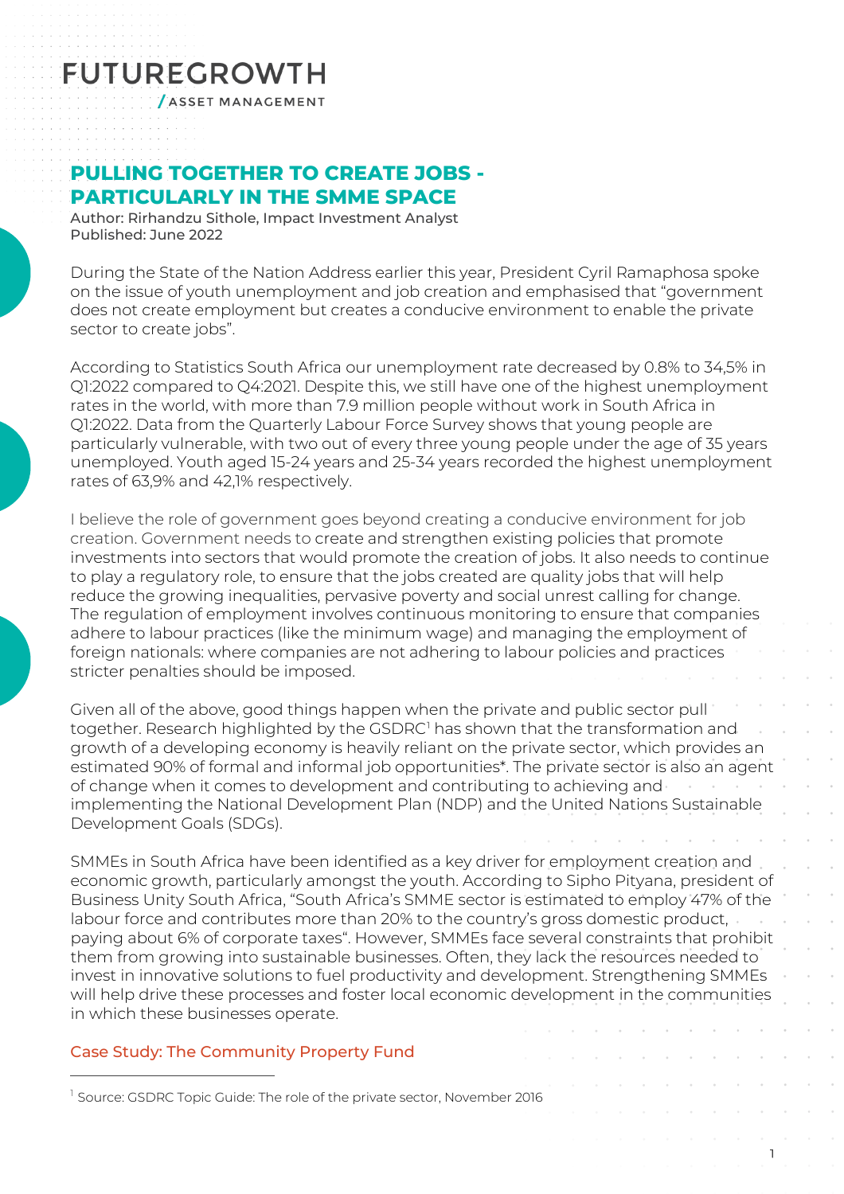FUTUREGROWTH
/ ASSET MANAGEMENT

# PULLING TOGETHER TO CREATE JOBS - PARTICULARLY IN THE SMME SPACE

Author: Rirhandzu Sithole, Impact Investment Analyst
Published: June 2022

During the State of the Nation Address earlier this year, President Cyril Ramaphosa spoke on the issue of youth unemployment and job creation and emphasised that "government does not create employment but creates a conducive environment to enable the private sector to create jobs".

According to Statistics South Africa our unemployment rate decreased by 0.8% to 34,5% in Q1:2022 compared to Q4:2021. Despite this, we still have one of the highest unemployment rates in the world, with more than 7.9 million people without work in South Africa in Q1:2022. Data from the Quarterly Labour Force Survey shows that young people are particularly vulnerable, with two out of every three young people under the age of 35 years unemployed. Youth aged 15-24 years and 25-34 years recorded the highest unemployment rates of 63,9% and 42,1% respectively.

I believe the role of government goes beyond creating a conducive environment for job creation. Government needs to create and strengthen existing policies that promote investments into sectors that would promote the creation of jobs. It also needs to continue to play a regulatory role, to ensure that the jobs created are quality jobs that will help reduce the growing inequalities, pervasive poverty and social unrest calling for change. The regulation of employment involves continuous monitoring to ensure that companies adhere to labour practices (like the minimum wage) and managing the employment of foreign nationals: where companies are not adhering to labour policies and practices stricter penalties should be imposed.

Given all of the above, good things happen when the private and public sector pull together. Research highlighted by the GSDRC[1] has shown that the transformation and growth of a developing economy is heavily reliant on the private sector, which provides an estimated 90% of formal and informal job opportunities*. The private sector is also an agent of change when it comes to development and contributing to achieving and implementing the National Development Plan (NDP) and the United Nations Sustainable Development Goals (SDGs).

SMMEs in South Africa have been identified as a key driver for employment creation and economic growth, particularly amongst the youth. According to Sipho Pityana, president of Business Unity South Africa, "South Africa's SMME sector is estimated to employ 47% of the labour force and contributes more than 20% to the country's gross domestic product, paying about 6% of corporate taxes". However, SMMEs face several constraints that prohibit them from growing into sustainable businesses. Often, they lack the resources needed to invest in innovative solutions to fuel productivity and development. Strengthening SMMEs will help drive these processes and foster local economic development in the communities in which these businesses operate.

## Case Study: The Community Property Fund

[1] Source: GSDRC Topic Guide: The role of the private sector, November 2016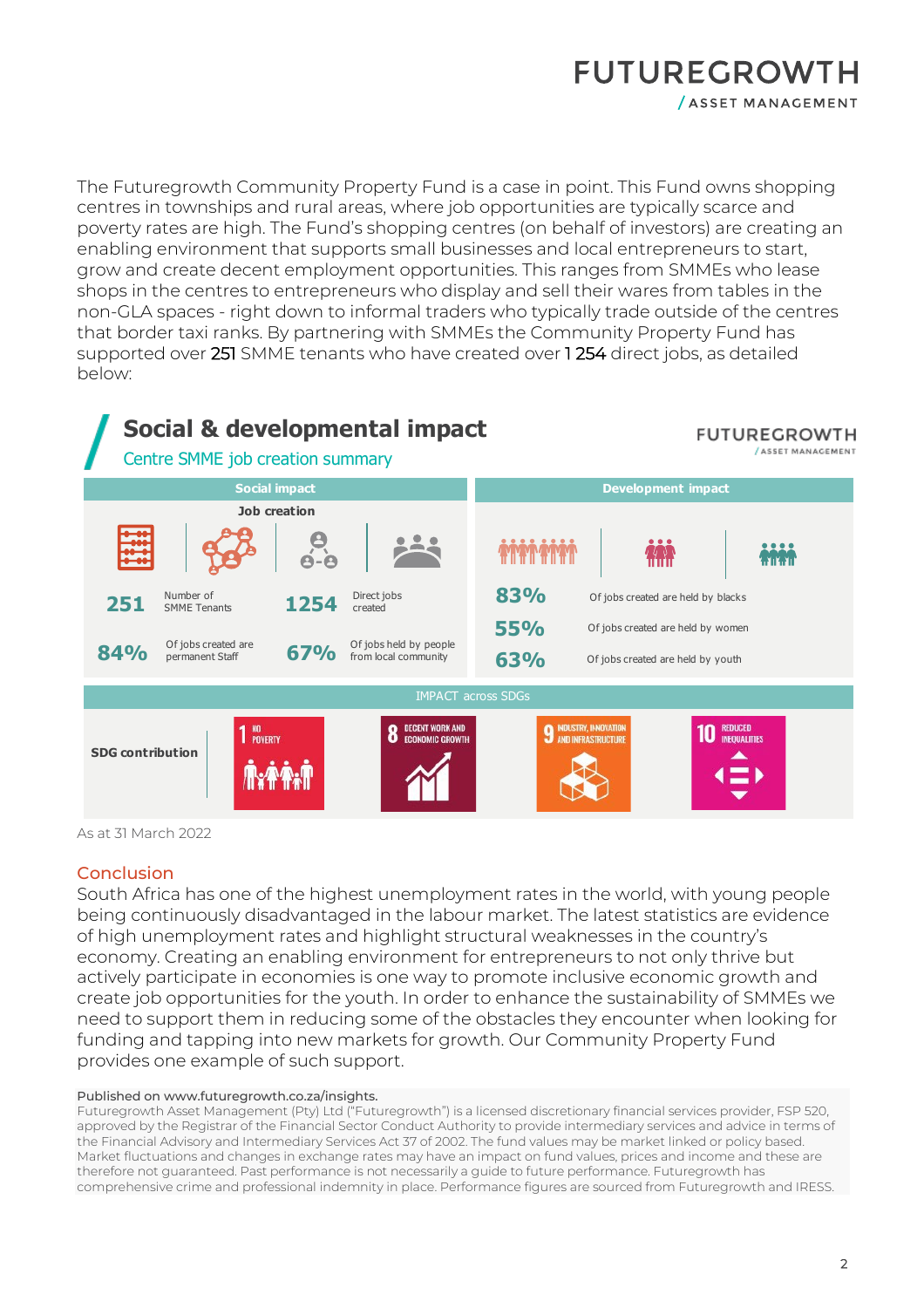The Futuregrowth Community Property Fund is a case in point. This Fund owns shopping centres in townships and rural areas, where job opportunities are typically scarce and poverty rates are high. The Fund's shopping centres (on behalf of investors) are creating an enabling environment that supports small businesses and local entrepreneurs to start, grow and create decent employment opportunities. This ranges from SMMEs who lease shops in the centres to entrepreneurs who display and sell their wares from tables in the non-GLA spaces - right down to informal traders who typically trade outside of the centres that border taxi ranks. By partnering with SMMEs the Community Property Fund has supported over 251 SMME tenants who have created over 1 254 direct jobs, as detailed below:

## Social & developmental impact

Centre SMME job creation summary

**Social impact**

**Job creation**

**251** Number of SMME Tenants

**1254** Direct jobs created

**84%** Of jobs created are permanent Staff

**67%** Of jobs held by people from local community

**Development impact**

**83%** Of jobs created are held by blacks

**55%** Of jobs created are held by women

**63%** Of jobs created are held by youth

IMPACT across SDGs

**SDG contribution**

1 NO POVERTY

8 DECENT WORK AND ECONOMIC GROWTH

9 INDUSTRY, INNOVATION AND INFRASTRUCTURE

10 REDUCED INEQUALITIES

As at 31 March 2022

## Conclusion

South Africa has one of the highest unemployment rates in the world, with young people being continuously disadvantaged in the labour market. The latest statistics are evidence of high unemployment rates and highlight structural weaknesses in the country's economy. Creating an enabling environment for entrepreneurs to not only thrive but actively participate in economies is one way to promote inclusive economic growth and create job opportunities for the youth. In order to enhance the sustainability of SMMEs we need to support them in reducing some of the obstacles they encounter when looking for funding and tapping into new markets for growth. Our Community Property Fund provides one example of such support.

Published on www.futuregrowth.co.za/insights.

Futuregrowth Asset Management (Pty) Ltd ("Futuregrowth") is a licensed discretionary financial services provider, FSP 520, approved by the Registrar of the Financial Sector Conduct Authority to provide intermediary services and advice in terms of the Financial Advisory and Intermediary Services Act 37 of 2002. The fund values may be market linked or policy based. Market fluctuations and changes in exchange rates may have an impact on fund values, prices and income and these are therefore not guaranteed. Past performance is not necessarily a guide to future performance. Futuregrowth has comprehensive crime and professional indemnity in place. Performance figures are sourced from Futuregrowth and IRESS.